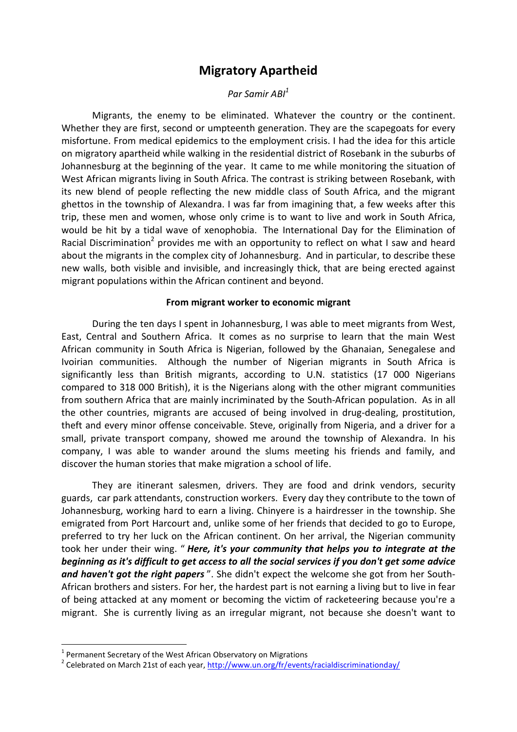# Migratory Apartheid

*Par Samir ABI*[1]

Migrants, the enemy to be eliminated. Whatever the country or the continent. Whether they are first, second or umpteenth generation. They are the scapegoats for every misfortune. From medical epidemics to the employment crisis. I had the idea for this article on migratory apartheid while walking in the residential district of Rosebank in the suburbs of Johannesburg at the beginning of the year. It came to me while monitoring the situation of West African migrants living in South Africa. The contrast is striking between Rosebank, with its new blend of people reflecting the new middle class of South Africa, and the migrant ghettos in the township of Alexandra. I was far from imagining that, a few weeks after this trip, these men and women, whose only crime is to want to live and work in South Africa, would be hit by a tidal wave of xenophobia. The International Day for the Elimination of Racial Discrimination[2] provides me with an opportunity to reflect on what I saw and heard about the migrants in the complex city of Johannesburg. And in particular, to describe these new walls, both visible and invisible, and increasingly thick, that are being erected against migrant populations within the African continent and beyond.

**From migrant worker to economic migrant**

During the ten days I spent in Johannesburg, I was able to meet migrants from West, East, Central and Southern Africa. It comes as no surprise to learn that the main West African community in South Africa is Nigerian, followed by the Ghanaian, Senegalese and Ivoirian communities. Although the number of Nigerian migrants in South Africa is significantly less than British migrants, according to U.N. statistics (17 000 Nigerians compared to 318 000 British), it is the Nigerians along with the other migrant communities from southern Africa that are mainly incriminated by the South-African population. As in all the other countries, migrants are accused of being involved in drug-dealing, prostitution, theft and every minor offense conceivable. Steve, originally from Nigeria, and a driver for a small, private transport company, showed me around the township of Alexandra. In his company, I was able to wander around the slums meeting his friends and family, and discover the human stories that make migration a school of life.

They are itinerant salesmen, drivers. They are food and drink vendors, security guards, car park attendants, construction workers. Every day they contribute to the town of Johannesburg, working hard to earn a living. Chinyere is a hairdresser in the township. She emigrated from Port Harcourt and, unlike some of her friends that decided to go to Europe, preferred to try her luck on the African continent. On her arrival, the Nigerian community took her under their wing. " ***Here, it's your community that helps you to integrate at the beginning as it's difficult to get access to all the social services if you don't get some advice and haven't got the right papers*** ". She didn't expect the welcome she got from her South-African brothers and sisters. For her, the hardest part is not earning a living but to live in fear of being attacked at any moment or becoming the victim of racketeering because you're a migrant. She is currently living as an irregular migrant, not because she doesn't want to

---

[1] Permanent Secretary of the West African Observatory on Migrations

[2] Celebrated on March 21st of each year, http://www.un.org/fr/events/racialdiscriminationday/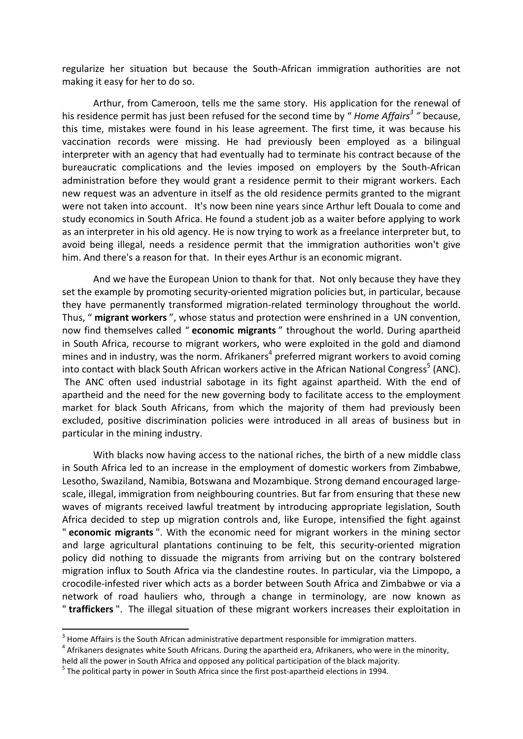regularize her situation but because the South-African immigration authorities are not making it easy for her to do so.

Arthur, from Cameroon, tells me the same story. His application for the renewal of his residence permit has just been refused for the second time by " *Home Affairs*[3] " because, this time, mistakes were found in his lease agreement. The first time, it was because his vaccination records were missing. He had previously been employed as a bilingual interpreter with an agency that had eventually had to terminate his contract because of the bureaucratic complications and the levies imposed on employers by the South-African administration before they would grant a residence permit to their migrant workers. Each new request was an adventure in itself as the old residence permits granted to the migrant were not taken into account. It's now been nine years since Arthur left Douala to come and study economics in South Africa. He found a student job as a waiter before applying to work as an interpreter in his old agency. He is now trying to work as a freelance interpreter but, to avoid being illegal, needs a residence permit that the immigration authorities won't give him. And there's a reason for that. In their eyes Arthur is an economic migrant.

And we have the European Union to thank for that. Not only because they have they set the example by promoting security-oriented migration policies but, in particular, because they have permanently transformed migration-related terminology throughout the world. Thus, " **migrant workers** ", whose status and protection were enshrined in a UN convention, now find themselves called " **economic migrants** " throughout the world. During apartheid in South Africa, recourse to migrant workers, who were exploited in the gold and diamond mines and in industry, was the norm. Afrikaners[4] preferred migrant workers to avoid coming into contact with black South African workers active in the African National Congress[5] (ANC). The ANC often used industrial sabotage in its fight against apartheid. With the end of apartheid and the need for the new governing body to facilitate access to the employment market for black South Africans, from which the majority of them had previously been excluded, positive discrimination policies were introduced in all areas of business but in particular in the mining industry.

With blacks now having access to the national riches, the birth of a new middle class in South Africa led to an increase in the employment of domestic workers from Zimbabwe, Lesotho, Swaziland, Namibia, Botswana and Mozambique. Strong demand encouraged large-scale, illegal, immigration from neighbouring countries. But far from ensuring that these new waves of migrants received lawful treatment by introducing appropriate legislation, South Africa decided to step up migration controls and, like Europe, intensified the fight against " **economic migrants** ". With the economic need for migrant workers in the mining sector and large agricultural plantations continuing to be felt, this security-oriented migration policy did nothing to dissuade the migrants from arriving but on the contrary bolstered migration influx to South Africa via the clandestine routes. In particular, via the Limpopo, a crocodile-infested river which acts as a border between South Africa and Zimbabwe or via a network of road hauliers who, through a change in terminology, are now known as " **traffickers** ". The illegal situation of these migrant workers increases their exploitation in

---

[3] Home Affairs is the South African administrative department responsible for immigration matters.

[4] Afrikaners designates white South Africans. During the apartheid era, Afrikaners, who were in the minority, held all the power in South Africa and opposed any political participation of the black majority.

[5] The political party in power in South Africa since the first post-apartheid elections in 1994.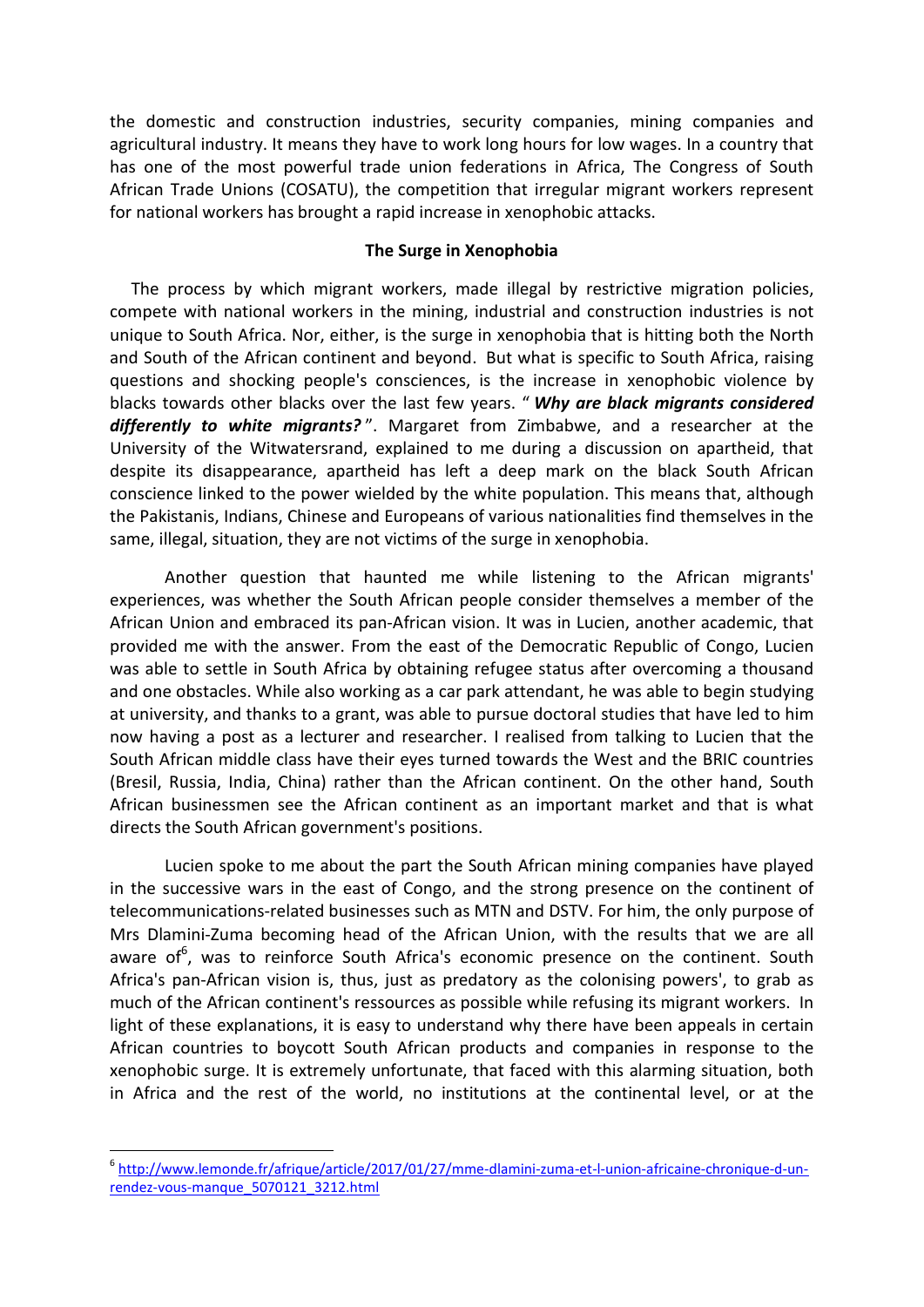the domestic and construction industries, security companies, mining companies and agricultural industry. It means they have to work long hours for low wages. In a country that has one of the most powerful trade union federations in Africa, The Congress of South African Trade Unions (COSATU), the competition that irregular migrant workers represent for national workers has brought a rapid increase in xenophobic attacks.

**The Surge in Xenophobia**

The process by which migrant workers, made illegal by restrictive migration policies, compete with national workers in the mining, industrial and construction industries is not unique to South Africa. Nor, either, is the surge in xenophobia that is hitting both the North and South of the African continent and beyond. But what is specific to South Africa, raising questions and shocking people's consciences, is the increase in xenophobic violence by blacks towards other blacks over the last few years. " ***Why are black migrants considered differently to white migrants?*** ". Margaret from Zimbabwe, and a researcher at the University of the Witwatersrand, explained to me during a discussion on apartheid, that despite its disappearance, apartheid has left a deep mark on the black South African conscience linked to the power wielded by the white population. This means that, although the Pakistanis, Indians, Chinese and Europeans of various nationalities find themselves in the same, illegal, situation, they are not victims of the surge in xenophobia.

Another question that haunted me while listening to the African migrants' experiences, was whether the South African people consider themselves a member of the African Union and embraced its pan-African vision. It was in Lucien, another academic, that provided me with the answer. From the east of the Democratic Republic of Congo, Lucien was able to settle in South Africa by obtaining refugee status after overcoming a thousand and one obstacles. While also working as a car park attendant, he was able to begin studying at university, and thanks to a grant, was able to pursue doctoral studies that have led to him now having a post as a lecturer and researcher. I realised from talking to Lucien that the South African middle class have their eyes turned towards the West and the BRIC countries (Bresil, Russia, India, China) rather than the African continent. On the other hand, South African businessmen see the African continent as an important market and that is what directs the South African government's positions.

Lucien spoke to me about the part the South African mining companies have played in the successive wars in the east of Congo, and the strong presence on the continent of telecommunications-related businesses such as MTN and DSTV. For him, the only purpose of Mrs Dlamini-Zuma becoming head of the African Union, with the results that we are all aware of[6], was to reinforce South Africa's economic presence on the continent. South Africa's pan-African vision is, thus, just as predatory as the colonising powers', to grab as much of the African continent's ressources as possible while refusing its migrant workers. In light of these explanations, it is easy to understand why there have been appeals in certain African countries to boycott South African products and companies in response to the xenophobic surge. It is extremely unfortunate, that faced with this alarming situation, both in Africa and the rest of the world, no institutions at the continental level, or at the

---

[6] http://www.lemonde.fr/afrique/article/2017/01/27/mme-dlamini-zuma-et-l-union-africaine-chronique-d-un-rendez-vous-manque_5070121_3212.html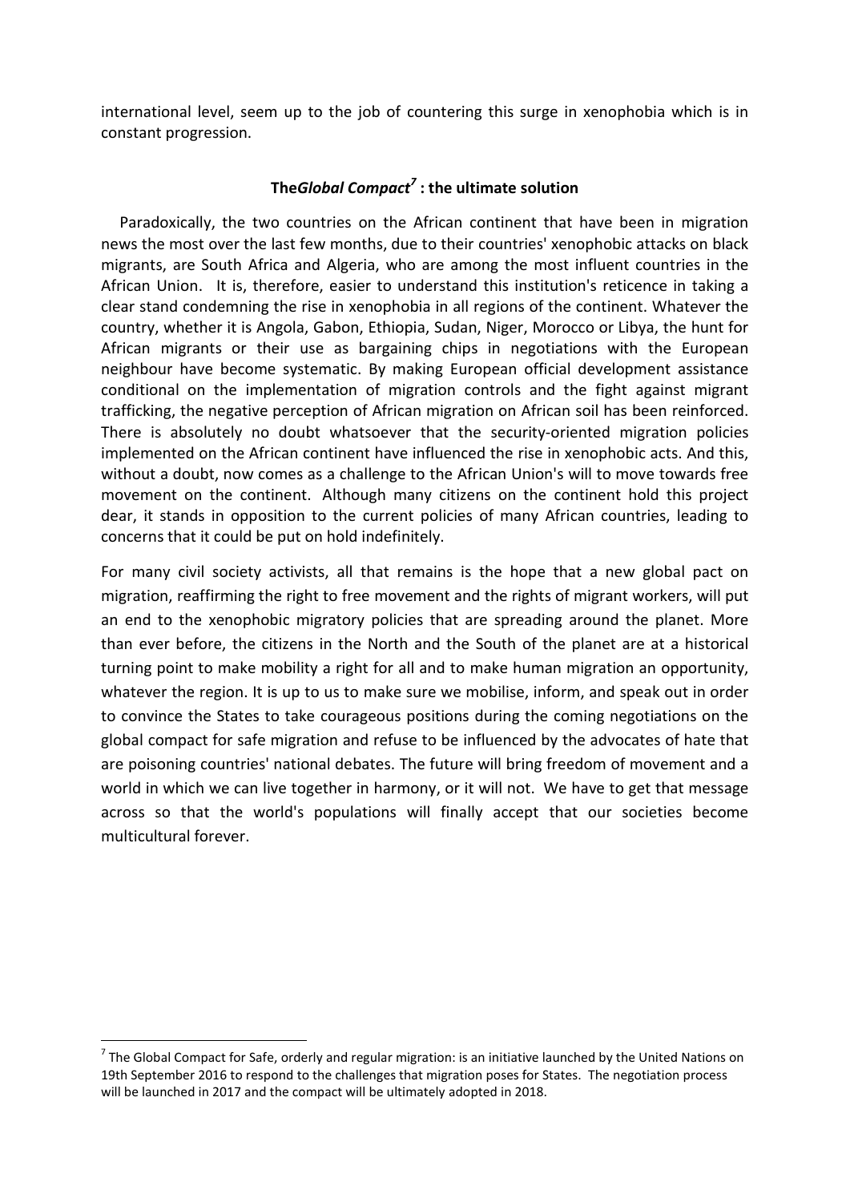international level, seem up to the job of countering this surge in xenophobia which is in constant progression.

## The*Global Compact*[7] : the ultimate solution

Paradoxically, the two countries on the African continent that have been in migration news the most over the last few months, due to their countries' xenophobic attacks on black migrants, are South Africa and Algeria, who are among the most influent countries in the African Union. It is, therefore, easier to understand this institution's reticence in taking a clear stand condemning the rise in xenophobia in all regions of the continent. Whatever the country, whether it is Angola, Gabon, Ethiopia, Sudan, Niger, Morocco or Libya, the hunt for African migrants or their use as bargaining chips in negotiations with the European neighbour have become systematic. By making European official development assistance conditional on the implementation of migration controls and the fight against migrant trafficking, the negative perception of African migration on African soil has been reinforced. There is absolutely no doubt whatsoever that the security-oriented migration policies implemented on the African continent have influenced the rise in xenophobic acts. And this, without a doubt, now comes as a challenge to the African Union's will to move towards free movement on the continent. Although many citizens on the continent hold this project dear, it stands in opposition to the current policies of many African countries, leading to concerns that it could be put on hold indefinitely.

For many civil society activists, all that remains is the hope that a new global pact on migration, reaffirming the right to free movement and the rights of migrant workers, will put an end to the xenophobic migratory policies that are spreading around the planet. More than ever before, the citizens in the North and the South of the planet are at a historical turning point to make mobility a right for all and to make human migration an opportunity, whatever the region. It is up to us to make sure we mobilise, inform, and speak out in order to convince the States to take courageous positions during the coming negotiations on the global compact for safe migration and refuse to be influenced by the advocates of hate that are poisoning countries' national debates. The future will bring freedom of movement and a world in which we can live together in harmony, or it will not. We have to get that message across so that the world's populations will finally accept that our societies become multicultural forever.

---

[7] The Global Compact for Safe, orderly and regular migration: is an initiative launched by the United Nations on 19th September 2016 to respond to the challenges that migration poses for States. The negotiation process will be launched in 2017 and the compact will be ultimately adopted in 2018.